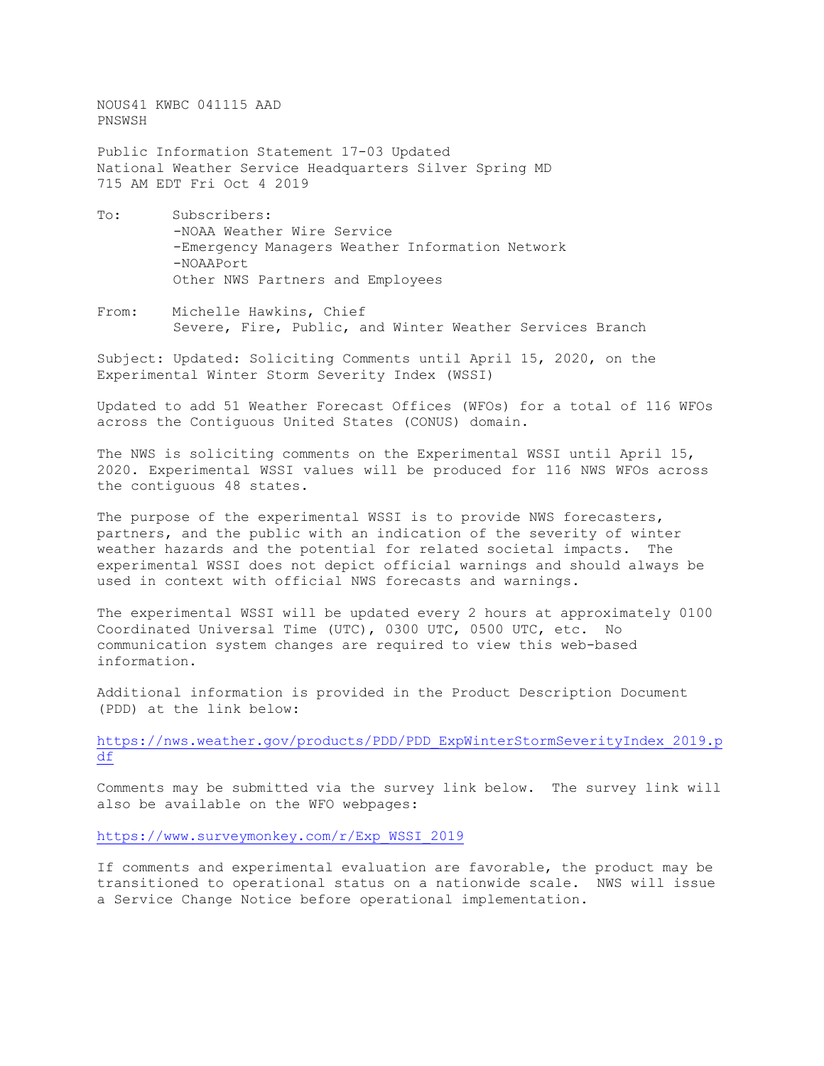NOUS41 KWBC 041115 AAD
PNSWSH

Public Information Statement 17-03 Updated
National Weather Service Headquarters Silver Spring MD
715 AM EDT Fri Oct 4 2019

To: Subscribers:
-NOAA Weather Wire Service
-Emergency Managers Weather Information Network
-NOAAPort
Other NWS Partners and Employees

From: Michelle Hawkins, Chief
Severe, Fire, Public, and Winter Weather Services Branch

Subject: Updated: Soliciting Comments until April 15, 2020, on the Experimental Winter Storm Severity Index (WSSI)

Updated to add 51 Weather Forecast Offices (WFOs) for a total of 116 WFOs across the Contiguous United States (CONUS) domain.

The NWS is soliciting comments on the Experimental WSSI until April 15, 2020. Experimental WSSI values will be produced for 116 NWS WFOs across the contiguous 48 states.

The purpose of the experimental WSSI is to provide NWS forecasters, partners, and the public with an indication of the severity of winter weather hazards and the potential for related societal impacts. The experimental WSSI does not depict official warnings and should always be used in context with official NWS forecasts and warnings.

The experimental WSSI will be updated every 2 hours at approximately 0100 Coordinated Universal Time (UTC), 0300 UTC, 0500 UTC, etc. No communication system changes are required to view this web-based information.

Additional information is provided in the Product Description Document (PDD) at the link below:

https://nws.weather.gov/products/PDD/PDD_ExpWinterStormSeverityIndex_2019.pdf

Comments may be submitted via the survey link below. The survey link will also be available on the WFO webpages:

https://www.surveymonkey.com/r/Exp_WSSI_2019

If comments and experimental evaluation are favorable, the product may be transitioned to operational status on a nationwide scale. NWS will issue a Service Change Notice before operational implementation.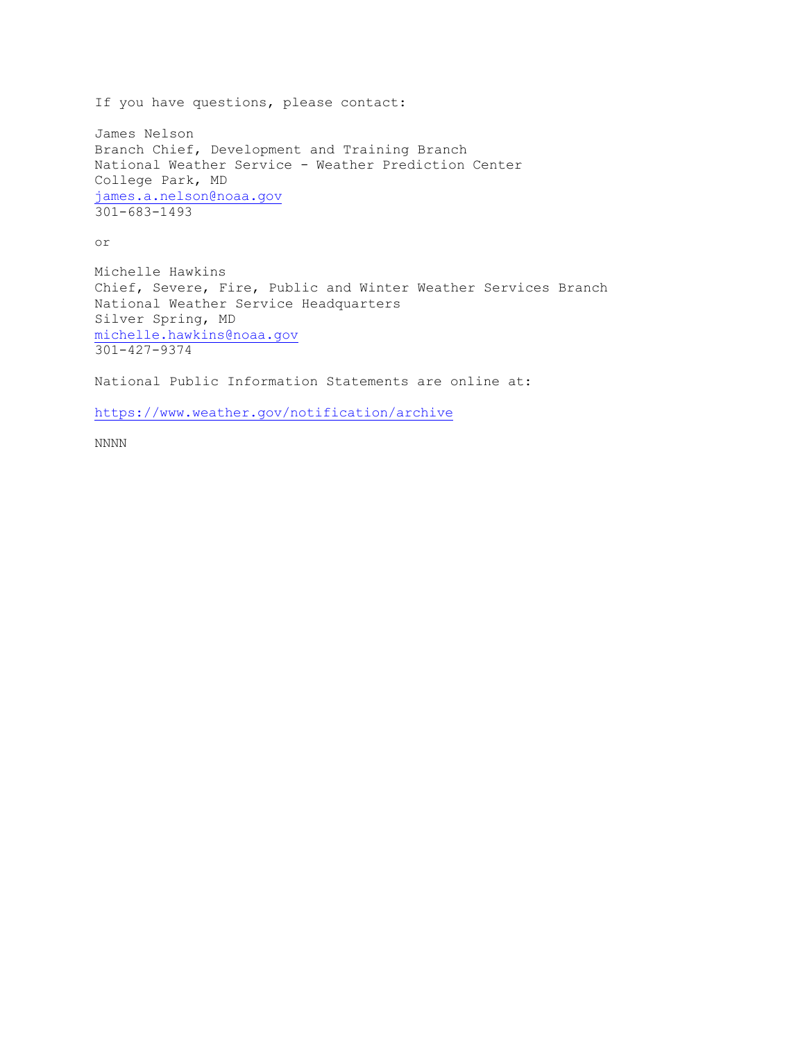If you have questions, please contact:

James Nelson
Branch Chief, Development and Training Branch
National Weather Service - Weather Prediction Center
College Park, MD
james.a.nelson@noaa.gov
301-683-1493

or

Michelle Hawkins
Chief, Severe, Fire, Public and Winter Weather Services Branch
National Weather Service Headquarters
Silver Spring, MD
michelle.hawkins@noaa.gov
301-427-9374

National Public Information Statements are online at:

https://www.weather.gov/notification/archive

NNNN